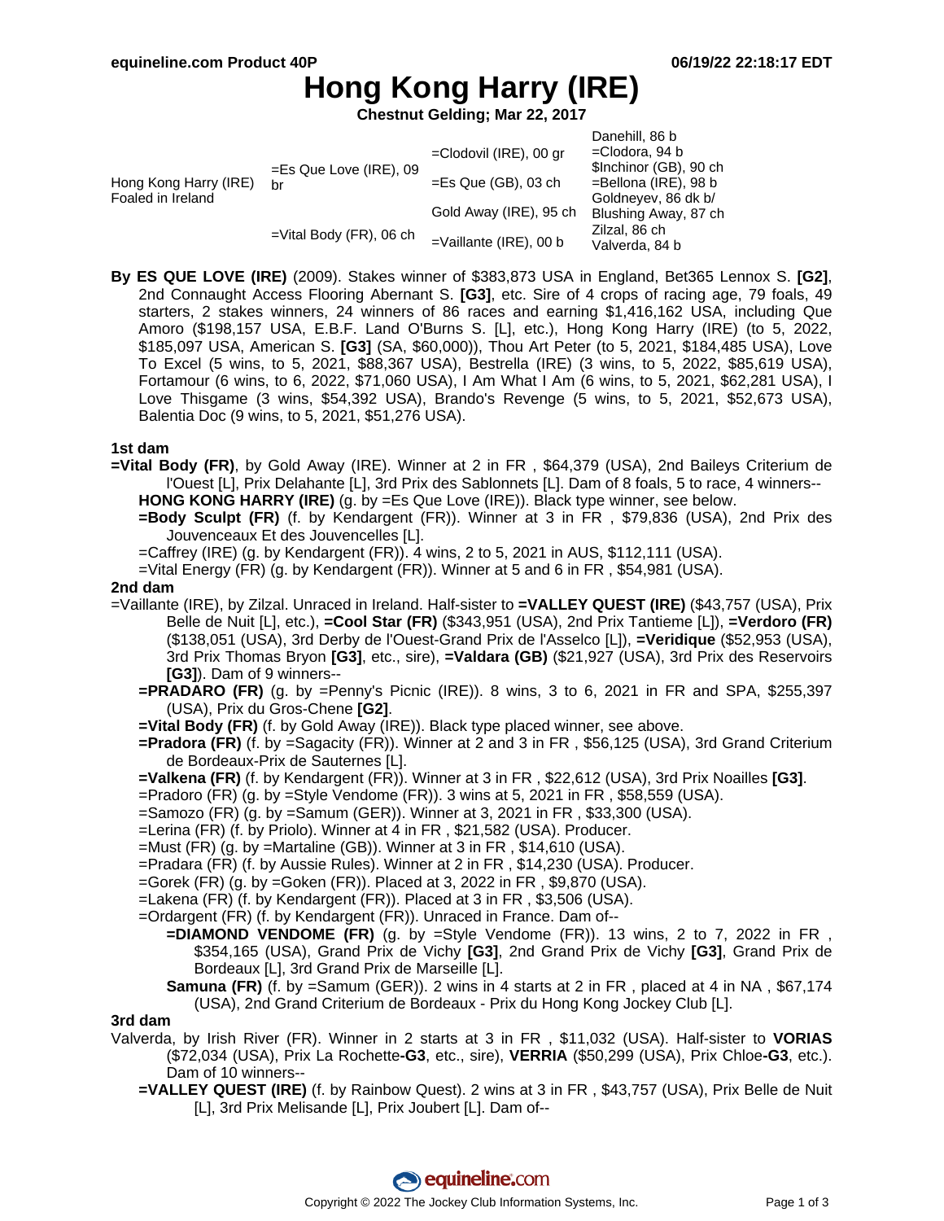# Hong Kong Harry (IRE)

**Chestnut Gelding; Mar 22, 2017**

| | | | |
|---|---|---|---|
| Hong Kong Harry (IRE) Foaled in Ireland | =Es Que Love (IRE), 09 br | =Clodovil (IRE), 00 gr | Danehill, 86 b |
| | | | =Clodora, 94 b |
| | | =Es Que (GB), 03 ch | $Inchinor (GB), 90 ch |
| | | | =Bellona (IRE), 98 b |
| | =Vital Body (FR), 06 ch | Gold Away (IRE), 95 ch | Goldneyev, 86 dk b/ |
| | | | Blushing Away, 87 ch |
| | | =Vaillante (IRE), 00 b | Zilzal, 86 ch |
| | | | Valverda, 84 b |

**By ES QUE LOVE (IRE)** (2009). Stakes winner of $383,873 USA in England, Bet365 Lennox S. **[G2]**, 2nd Connaught Access Flooring Abernant S. **[G3]**, etc. Sire of 4 crops of racing age, 79 foals, 49 starters, 2 stakes winners, 24 winners of 86 races and earning $1,416,162 USA, including Que Amoro ($198,157 USA, E.B.F. Land O'Burns S. [L], etc.), Hong Kong Harry (IRE) (to 5, 2022, $185,097 USA, American S. **[G3]** (SA, $60,000)), Thou Art Peter (to 5, 2021, $184,485 USA), Love To Excel (5 wins, to 5, 2021, $88,367 USA), Bestrella (IRE) (3 wins, to 5, 2022, $85,619 USA), Fortamour (6 wins, to 6, 2022, $71,060 USA), I Am What I Am (6 wins, to 5, 2021, $62,281 USA), I Love Thisgame (3 wins, $54,392 USA), Brando's Revenge (5 wins, to 5, 2021, $52,673 USA), Balentia Doc (9 wins, to 5, 2021, $51,276 USA).

**1st dam**

**=Vital Body (FR)**, by Gold Away (IRE). Winner at 2 in FR , $64,379 (USA), 2nd Baileys Criterium de l'Ouest [L], Prix Delahante [L], 3rd Prix des Sablonnets [L]. Dam of 8 foals, 5 to race, 4 winners--

- **HONG KONG HARRY (IRE)** (g. by =Es Que Love (IRE)). Black type winner, see below.
- **=Body Sculpt (FR)** (f. by Kendargent (FR)). Winner at 3 in FR , $79,836 (USA), 2nd Prix des Jouvenceaux Et des Jouvencelles [L].
- =Caffrey (IRE) (g. by Kendargent (FR)). 4 wins, 2 to 5, 2021 in AUS, $112,111 (USA).
- =Vital Energy (FR) (g. by Kendargent (FR)). Winner at 5 and 6 in FR , $54,981 (USA).

**2nd dam**

=Vaillante (IRE), by Zilzal. Unraced in Ireland. Half-sister to **=VALLEY QUEST (IRE)** ($43,757 (USA), Prix Belle de Nuit [L], etc.), **=Cool Star (FR)** ($343,951 (USA), 2nd Prix Tantieme [L]), **=Verdoro (FR)** ($138,051 (USA), 3rd Derby de l'Ouest-Grand Prix de l'Asselco [L]), **=Veridique** ($52,953 (USA), 3rd Prix Thomas Bryon **[G3]**, etc., sire), **=Valdara (GB)** ($21,927 (USA), 3rd Prix des Reservoirs **[G3]**). Dam of 9 winners--

- **=PRADARO (FR)** (g. by =Penny's Picnic (IRE)). 8 wins, 3 to 6, 2021 in FR and SPA, $255,397 (USA), Prix du Gros-Chene **[G2]**.
- **=Vital Body (FR)** (f. by Gold Away (IRE)). Black type placed winner, see above.
- **=Pradora (FR)** (f. by =Sagacity (FR)). Winner at 2 and 3 in FR , $56,125 (USA), 3rd Grand Criterium de Bordeaux-Prix de Sauternes [L].
- **=Valkena (FR)** (f. by Kendargent (FR)). Winner at 3 in FR , $22,612 (USA), 3rd Prix Noailles **[G3]**.
- =Pradoro (FR) (g. by =Style Vendome (FR)). 3 wins at 5, 2021 in FR , $58,559 (USA).
- =Samozo (FR) (g. by =Samum (GER)). Winner at 3, 2021 in FR , $33,300 (USA).
- =Lerina (FR) (f. by Priolo). Winner at 4 in FR , $21,582 (USA). Producer.
- =Must (FR) (g. by =Martaline (GB)). Winner at 3 in FR , $14,610 (USA).
- =Pradara (FR) (f. by Aussie Rules). Winner at 2 in FR , $14,230 (USA). Producer.
- =Gorek (FR) (g. by =Goken (FR)). Placed at 3, 2022 in FR , $9,870 (USA).
- =Lakena (FR) (f. by Kendargent (FR)). Placed at 3 in FR , $3,506 (USA).
- =Ordargent (FR) (f. by Kendargent (FR)). Unraced in France. Dam of--
  - **=DIAMOND VENDOME (FR)** (g. by =Style Vendome (FR)). 13 wins, 2 to 7, 2022 in FR , $354,165 (USA), Grand Prix de Vichy **[G3]**, 2nd Grand Prix de Vichy **[G3]**, Grand Prix de Bordeaux [L], 3rd Grand Prix de Marseille [L].
  - **Samuna (FR)** (f. by =Samum (GER)). 2 wins in 4 starts at 2 in FR , placed at 4 in NA , $67,174 (USA), 2nd Grand Criterium de Bordeaux - Prix du Hong Kong Jockey Club [L].

**3rd dam**

Valverda, by Irish River (FR). Winner in 2 starts at 3 in FR , $11,032 (USA). Half-sister to **VORIAS** ($72,034 (USA), Prix La Rochette**-G3**, etc., sire), **VERRIA** ($50,299 (USA), Prix Chloe**-G3**, etc.). Dam of 10 winners--

- **=VALLEY QUEST (IRE)** (f. by Rainbow Quest). 2 wins at 3 in FR , $43,757 (USA), Prix Belle de Nuit [L], 3rd Prix Melisande [L], Prix Joubert [L]. Dam of--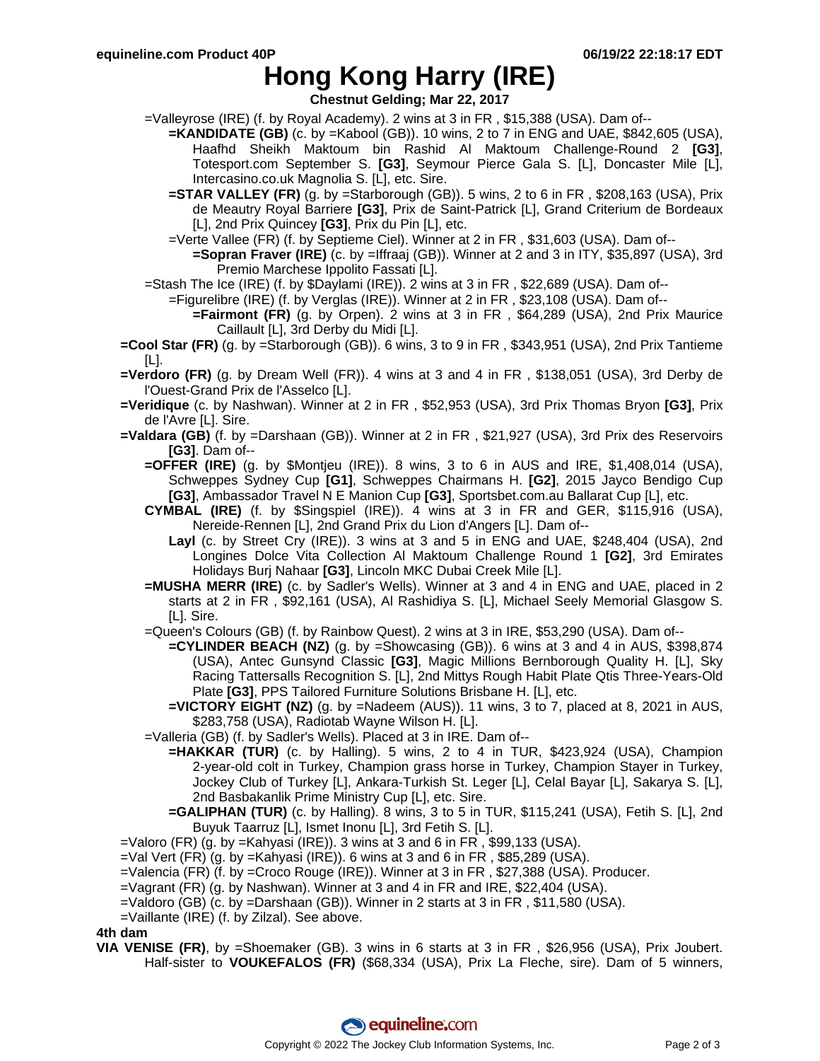# Hong Kong Harry (IRE)

**Chestnut Gelding; Mar 22, 2017**

=Valleyrose (IRE) (f. by Royal Academy). 2 wins at 3 in FR , $15,388 (USA). Dam of--

**=KANDIDATE (GB)** (c. by =Kabool (GB)). 10 wins, 2 to 7 in ENG and UAE, $842,605 (USA), Haafhd Sheikh Maktoum bin Rashid Al Maktoum Challenge-Round 2 **[G3]**, Totesport.com September S. **[G3]**, Seymour Pierce Gala S. [L], Doncaster Mile [L], Intercasino.co.uk Magnolia S. [L], etc. Sire.

**=STAR VALLEY (FR)** (g. by =Starborough (GB)). 5 wins, 2 to 6 in FR , $208,163 (USA), Prix de Meautry Royal Barriere **[G3]**, Prix de Saint-Patrick [L], Grand Criterium de Bordeaux [L], 2nd Prix Quincey **[G3]**, Prix du Pin [L], etc.

=Verte Vallee (FR) (f. by Septieme Ciel). Winner at 2 in FR , $31,603 (USA). Dam of--

**=Sopran Fraver (IRE)** (c. by =Iffraaj (GB)). Winner at 2 and 3 in ITY, $35,897 (USA), 3rd Premio Marchese Ippolito Fassati [L].

=Stash The Ice (IRE) (f. by $Daylami (IRE)). 2 wins at 3 in FR , $22,689 (USA). Dam of--

=Figurelibre (IRE) (f. by Verglas (IRE)). Winner at 2 in FR , $23,108 (USA). Dam of--

**=Fairmont (FR)** (g. by Orpen). 2 wins at 3 in FR , $64,289 (USA), 2nd Prix Maurice Caillault [L], 3rd Derby du Midi [L].

**=Cool Star (FR)** (g. by =Starborough (GB)). 6 wins, 3 to 9 in FR , $343,951 (USA), 2nd Prix Tantieme [L].

**=Verdoro (FR)** (g. by Dream Well (FR)). 4 wins at 3 and 4 in FR , $138,051 (USA), 3rd Derby de l'Ouest-Grand Prix de l'Asselco [L].

**=Veridique** (c. by Nashwan). Winner at 2 in FR , $52,953 (USA), 3rd Prix Thomas Bryon **[G3]**, Prix de l'Avre [L]. Sire.

**=Valdara (GB)** (f. by =Darshaan (GB)). Winner at 2 in FR , $21,927 (USA), 3rd Prix des Reservoirs **[G3]**. Dam of--

**=OFFER (IRE)** (g. by $Montjeu (IRE)). 8 wins, 3 to 6 in AUS and IRE, $1,408,014 (USA), Schweppes Sydney Cup **[G1]**, Schweppes Chairmans H. **[G2]**, 2015 Jayco Bendigo Cup **[G3]**, Ambassador Travel N E Manion Cup **[G3]**, Sportsbet.com.au Ballarat Cup [L], etc.

**CYMBAL (IRE)** (f. by $Singspiel (IRE)). 4 wins at 3 in FR and GER, $115,916 (USA), Nereide-Rennen [L], 2nd Grand Prix du Lion d'Angers [L]. Dam of--

**Layl** (c. by Street Cry (IRE)). 3 wins at 3 and 5 in ENG and UAE, $248,404 (USA), 2nd Longines Dolce Vita Collection Al Maktoum Challenge Round 1 **[G2]**, 3rd Emirates Holidays Burj Nahaar **[G3]**, Lincoln MKC Dubai Creek Mile [L].

**=MUSHA MERR (IRE)** (c. by Sadler's Wells). Winner at 3 and 4 in ENG and UAE, placed in 2 starts at 2 in FR , $92,161 (USA), Al Rashidiya S. [L], Michael Seely Memorial Glasgow S. [L]. Sire.

=Queen's Colours (GB) (f. by Rainbow Quest). 2 wins at 3 in IRE, $53,290 (USA). Dam of--

**=CYLINDER BEACH (NZ)** (g. by =Showcasing (GB)). 6 wins at 3 and 4 in AUS, $398,874 (USA), Antec Gunsynd Classic **[G3]**, Magic Millions Bernborough Quality H. [L], Sky Racing Tattersalls Recognition S. [L], 2nd Mittys Rough Habit Plate Qtis Three-Years-Old Plate **[G3]**, PPS Tailored Furniture Solutions Brisbane H. [L], etc.

**=VICTORY EIGHT (NZ)** (g. by =Nadeem (AUS)). 11 wins, 3 to 7, placed at 8, 2021 in AUS, $283,758 (USA), Radiotab Wayne Wilson H. [L].

=Valleria (GB) (f. by Sadler's Wells). Placed at 3 in IRE. Dam of--

**=HAKKAR (TUR)** (c. by Halling). 5 wins, 2 to 4 in TUR, $423,924 (USA), Champion 2-year-old colt in Turkey, Champion grass horse in Turkey, Champion Stayer in Turkey, Jockey Club of Turkey [L], Ankara-Turkish St. Leger [L], Celal Bayar [L], Sakarya S. [L], 2nd Basbakanlik Prime Ministry Cup [L], etc. Sire.

**=GALIPHAN (TUR)** (c. by Halling). 8 wins, 3 to 5 in TUR, $115,241 (USA), Fetih S. [L], 2nd Buyuk Taarruz [L], Ismet Inonu [L], 3rd Fetih S. [L].

=Valoro (FR) (g. by =Kahyasi (IRE)). 3 wins at 3 and 6 in FR , $99,133 (USA).

=Val Vert (FR) (g. by =Kahyasi (IRE)). 6 wins at 3 and 6 in FR , $85,289 (USA).

=Valencia (FR) (f. by =Croco Rouge (IRE)). Winner at 3 in FR , $27,388 (USA). Producer.

=Vagrant (FR) (g. by Nashwan). Winner at 3 and 4 in FR and IRE, $22,404 (USA).

=Valdoro (GB) (c. by =Darshaan (GB)). Winner in 2 starts at 3 in FR , $11,580 (USA).

=Vaillante (IRE) (f. by Zilzal). See above.

**4th dam**

**VIA VENISE (FR)**, by =Shoemaker (GB). 3 wins in 6 starts at 3 in FR , $26,956 (USA), Prix Joubert. Half-sister to **VOUKEFALOS (FR)** ($68,334 (USA), Prix La Fleche, sire). Dam of 5 winners,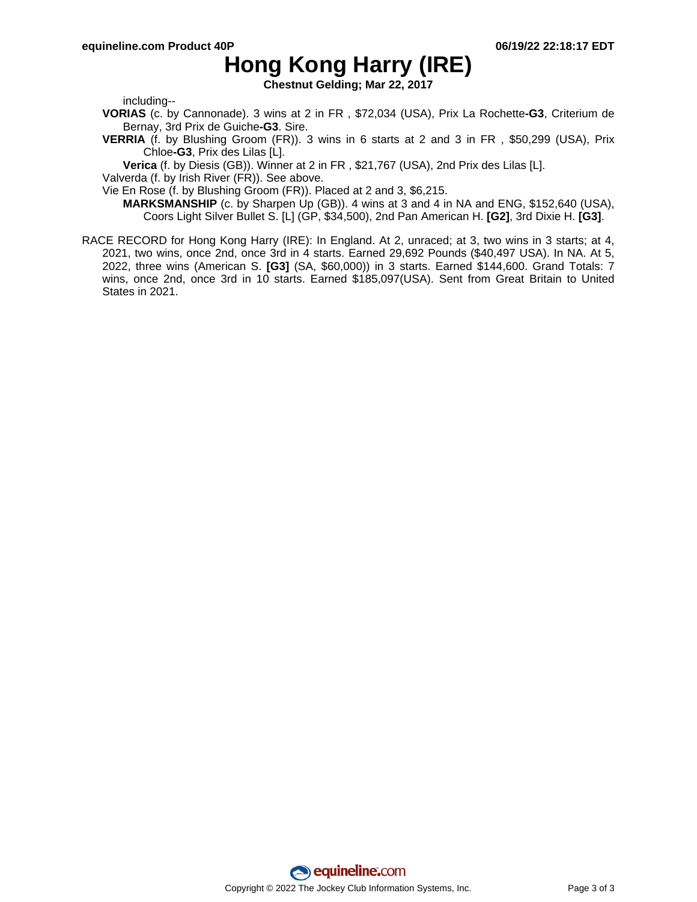# Hong Kong Harry (IRE)

**Chestnut Gelding; Mar 22, 2017**

including--

**VORIAS** (c. by Cannonade). 3 wins at 2 in FR , $72,034 (USA), Prix La Rochette**-G3**, Criterium de Bernay, 3rd Prix de Guiche**-G3**. Sire.

**VERRIA** (f. by Blushing Groom (FR)). 3 wins in 6 starts at 2 and 3 in FR , $50,299 (USA), Prix Chloe**-G3**, Prix des Lilas [L].

**Verica** (f. by Diesis (GB)). Winner at 2 in FR , $21,767 (USA), 2nd Prix des Lilas [L].

Valverda (f. by Irish River (FR)). See above.

Vie En Rose (f. by Blushing Groom (FR)). Placed at 2 and 3, $6,215.

**MARKSMANSHIP** (c. by Sharpen Up (GB)). 4 wins at 3 and 4 in NA and ENG, $152,640 (USA), Coors Light Silver Bullet S. [L] (GP, $34,500), 2nd Pan American H. **[G2]**, 3rd Dixie H. **[G3]**.

RACE RECORD for Hong Kong Harry (IRE): In England. At 2, unraced; at 3, two wins in 3 starts; at 4, 2021, two wins, once 2nd, once 3rd in 4 starts. Earned 29,692 Pounds ($40,497 USA). In NA. At 5, 2022, three wins (American S. **[G3]** (SA, $60,000)) in 3 starts. Earned $144,600. Grand Totals: 7 wins, once 2nd, once 3rd in 10 starts. Earned $185,097(USA). Sent from Great Britain to United States in 2021.